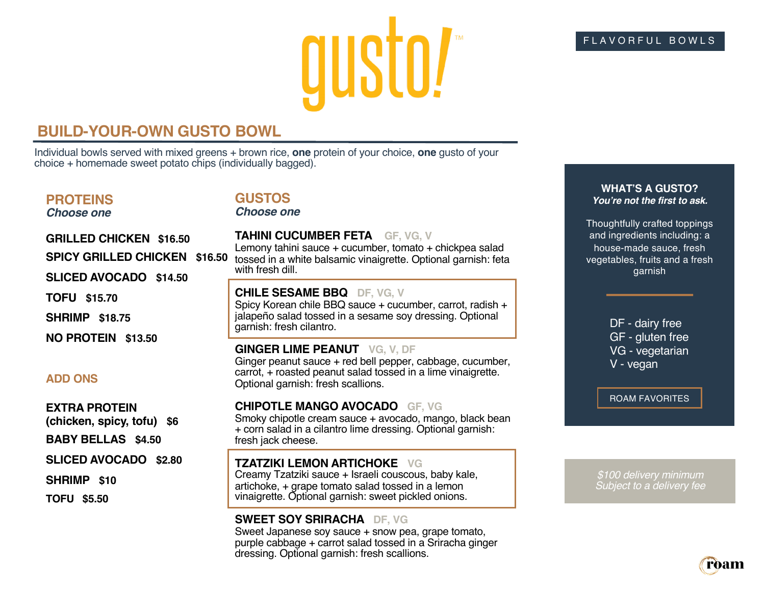# gusto!™

FLAVORFUL BOWLS

## BUILD-YOUR-OWN GUSTO BOWL

Individual bowls served with mixed greens + brown rice, **one** protein of your choice, **one** gusto of your choice + homemade sweet potato chips (individually bagged).

### PROTEINS
*Choose one*

**GRILLED CHICKEN $16.50**

**SPICY GRILLED CHICKEN $16.50**

**SLICED AVOCADO $14.50**

**TOFU $15.70**

**SHRIMP $18.75**

**NO PROTEIN $13.50**

### ADD ONS

**EXTRA PROTEIN (chicken, spicy, tofu) $6**

**BABY BELLAS $4.50**

**SLICED AVOCADO $2.80**

**SHRIMP $10**

**TOFU $5.50**

### GUSTOS
*Choose one*

**TAHINI CUCUMBER FETA** GF, VG, V
Lemony tahini sauce + cucumber, tomato + chickpea salad tossed in a white balsamic vinaigrette. Optional garnish: feta with fresh dill.

**CHILE SESAME BBQ** DF, VG, V
Spicy Korean chile BBQ sauce + cucumber, carrot, radish + jalapeño salad tossed in a sesame soy dressing. Optional garnish: fresh cilantro.

**GINGER LIME PEANUT** VG, V, DF
Ginger peanut sauce + red bell pepper, cabbage, cucumber, carrot, + roasted peanut salad tossed in a lime vinaigrette. Optional garnish: fresh scallions.

**CHIPOTLE MANGO AVOCADO** GF, VG
Smoky chipotle cream sauce + avocado, mango, black bean + corn salad in a cilantro lime dressing. Optional garnish: fresh jack cheese.

**TZATZIKI LEMON ARTICHOKE** VG
Creamy Tzatziki sauce + Israeli couscous, baby kale, artichoke, + grape tomato salad tossed in a lemon vinaigrette. Optional garnish: sweet pickled onions.

**SWEET SOY SRIRACHA** DF, VG
Sweet Japanese soy sauce + snow pea, grape tomato, purple cabbage + carrot salad tossed in a Sriracha ginger dressing. Optional garnish: fresh scallions.

**WHAT'S A GUSTO?**
***You're not the first to ask.***

Thoughtfully crafted toppings and ingredients including: a house-made sauce, fresh vegetables, fruits and a fresh garnish

DF - dairy free
GF - gluten free
VG - vegetarian
V - vegan

ROAM FAVORITES

*$100 delivery minimum*
*Subject to a delivery fee*

roam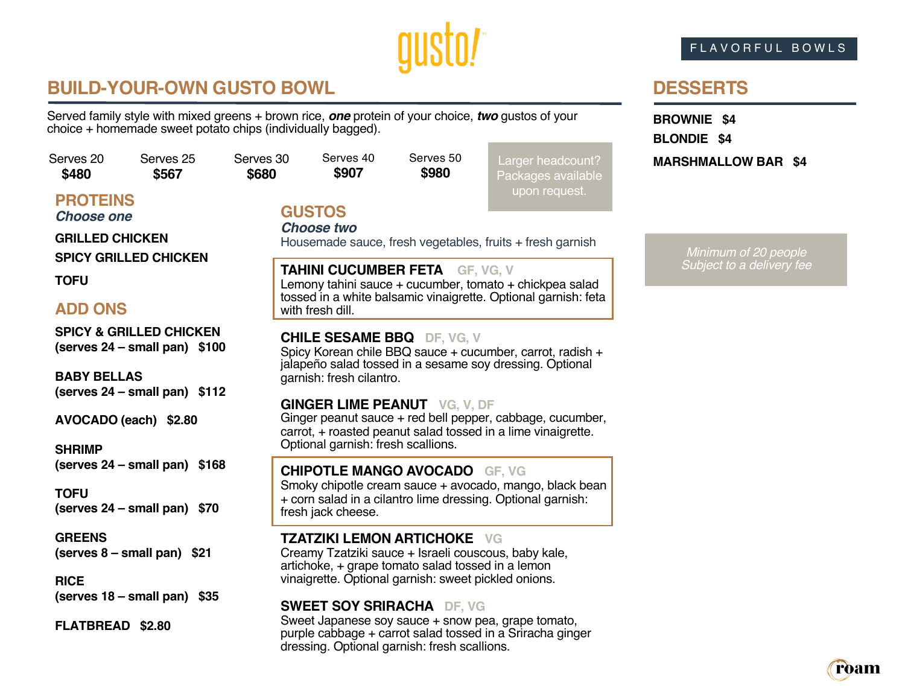gusto!

FLAVORFUL BOWLS

## BUILD-YOUR-OWN GUSTO BOWL

Served family style with mixed greens + brown rice, ***one*** protein of your choice, ***two*** gustos of your choice + homemade sweet potato chips (individually bagged).

| Serves 20 | Serves 25 | Serves 30 | Serves 40 | Serves 50 |
|---|---|---|---|---|
| **$480** | **$567** | **$680** | **$907** | **$980** |

Larger headcount? Packages available upon request.

### PROTEINS
***Choose one***

**GRILLED CHICKEN**

**SPICY GRILLED CHICKEN**

**TOFU**

### ADD ONS

**SPICY & GRILLED CHICKEN**
**(serves 24 – small pan) $100**

**BABY BELLAS**
**(serves 24 – small pan) $112**

**AVOCADO (each) $2.80**

**SHRIMP**
**(serves 24 – small pan) $168**

**TOFU**
**(serves 24 – small pan) $70**

**GREENS**
**(serves 8 – small pan) $21**

**RICE**
**(serves 18 – small pan) $35**

**FLATBREAD $2.80**

### GUSTOS
***Choose two***

Housemade sauce, fresh vegetables, fruits + fresh garnish

**TAHINI CUCUMBER FETA** GF, VG, V
Lemony tahini sauce + cucumber, tomato + chickpea salad tossed in a white balsamic vinaigrette. Optional garnish: feta with fresh dill.

**CHILE SESAME BBQ** DF, VG, V
Spicy Korean chile BBQ sauce + cucumber, carrot, radish + jalapeño salad tossed in a sesame soy dressing. Optional garnish: fresh cilantro.

**GINGER LIME PEANUT** VG, V, DF
Ginger peanut sauce + red bell pepper, cabbage, cucumber, carrot, + roasted peanut salad tossed in a lime vinaigrette. Optional garnish: fresh scallions.

**CHIPOTLE MANGO AVOCADO** GF, VG
Smoky chipotle cream sauce + avocado, mango, black bean + corn salad in a cilantro lime dressing. Optional garnish: fresh jack cheese.

**TZATZIKI LEMON ARTICHOKE** VG
Creamy Tzatziki sauce + Israeli couscous, baby kale, artichoke, + grape tomato salad tossed in a lemon vinaigrette. Optional garnish: sweet pickled onions.

**SWEET SOY SRIRACHA** DF, VG
Sweet Japanese soy sauce + snow pea, grape tomato, purple cabbage + carrot salad tossed in a Sriracha ginger dressing. Optional garnish: fresh scallions.

## DESSERTS

**BROWNIE $4**

**BLONDIE $4**

**MARSHMALLOW BAR $4**

*Minimum of 20 people*
*Subject to a delivery fee*

roam